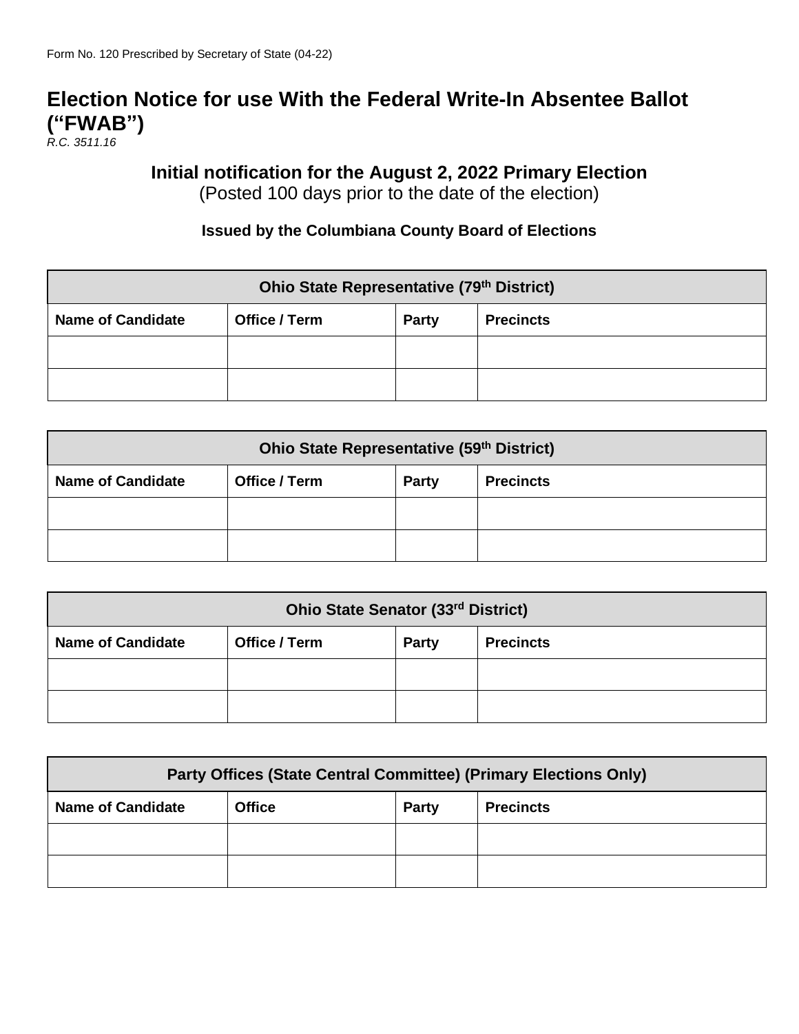Form No. 120 Prescribed by Secretary of State (04-22)

# Election Notice for use With the Federal Write-In Absentee Ballot ("FWAB")

*R.C. 3511.16*

## Initial notification for the August 2, 2022 Primary Election

(Posted 100 days prior to the date of the election)

### Issued by the Columbiana County Board of Elections

| Ohio State Representative (79th District) | | | |
|---|---|---|---|
| **Name of Candidate** | **Office / Term** | **Party** | **Precincts** |
| | | | |
| | | | |

| Ohio State Representative (59th District) | | | |
|---|---|---|---|
| **Name of Candidate** | **Office / Term** | **Party** | **Precincts** |
| | | | |
| | | | |

| Ohio State Senator (33rd District) | | | |
|---|---|---|---|
| **Name of Candidate** | **Office / Term** | **Party** | **Precincts** |
| | | | |
| | | | |

| Party Offices (State Central Committee) (Primary Elections Only) | | | |
|---|---|---|---|
| **Name of Candidate** | **Office** | **Party** | **Precincts** |
| | | | |
| | | | |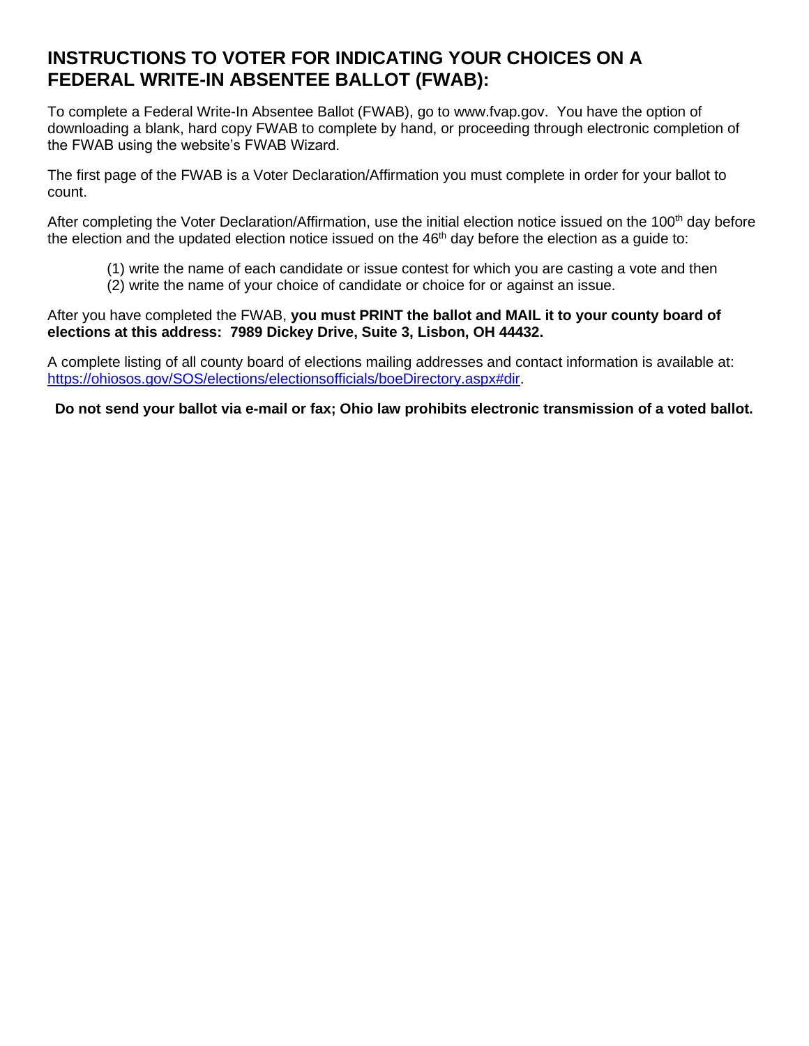# INSTRUCTIONS TO VOTER FOR INDICATING YOUR CHOICES ON A FEDERAL WRITE-IN ABSENTEE BALLOT (FWAB):

To complete a Federal Write-In Absentee Ballot (FWAB), go to www.fvap.gov. You have the option of downloading a blank, hard copy FWAB to complete by hand, or proceeding through electronic completion of the FWAB using the website's FWAB Wizard.

The first page of the FWAB is a Voter Declaration/Affirmation you must complete in order for your ballot to count.

After completing the Voter Declaration/Affirmation, use the initial election notice issued on the 100th day before the election and the updated election notice issued on the 46th day before the election as a guide to:

(1) write the name of each candidate or issue contest for which you are casting a vote and then
(2) write the name of your choice of candidate or choice for or against an issue.

After you have completed the FWAB, **you must PRINT the ballot and MAIL it to your county board of elections at this address: 7989 Dickey Drive, Suite 3, Lisbon, OH 44432.**

A complete listing of all county board of elections mailing addresses and contact information is available at: https://ohiosos.gov/SOS/elections/electionsofficials/boeDirectory.aspx#dir.

**Do not send your ballot via e-mail or fax; Ohio law prohibits electronic transmission of a voted ballot.**